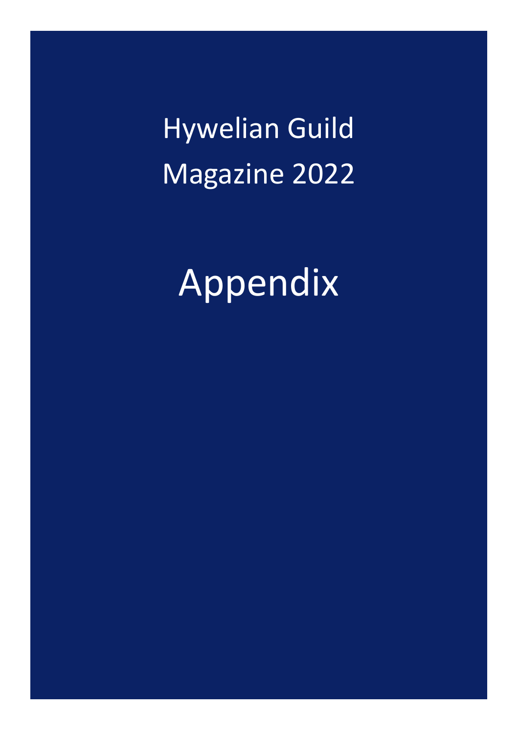# Hywelian Guild Magazine 2022

# Appendix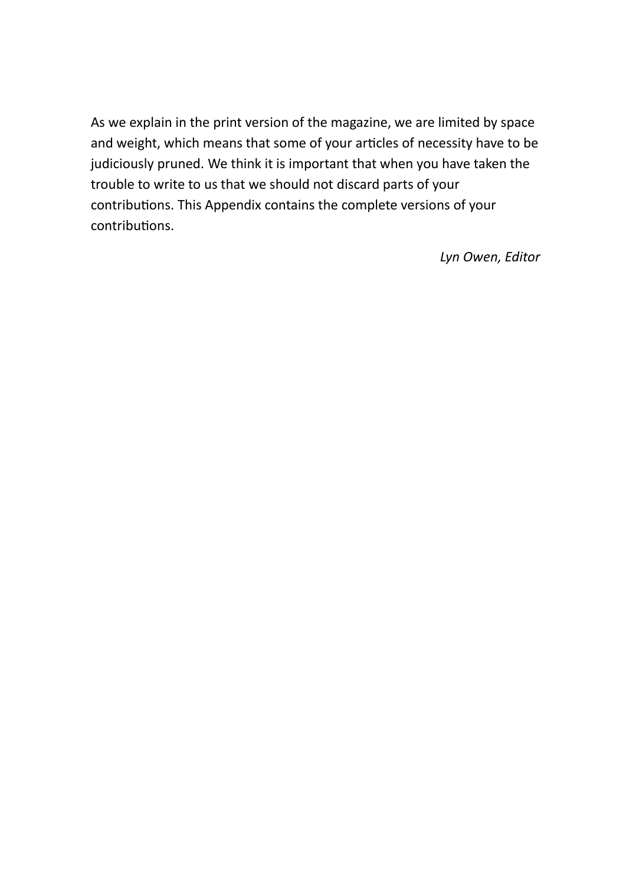As we explain in the print version of the magazine, we are limited by space and weight, which means that some of your articles of necessity have to be judiciously pruned. We think it is important that when you have taken the trouble to write to us that we should not discard parts of your contributions. This Appendix contains the complete versions of your contributions.

*Lyn Owen, Editor*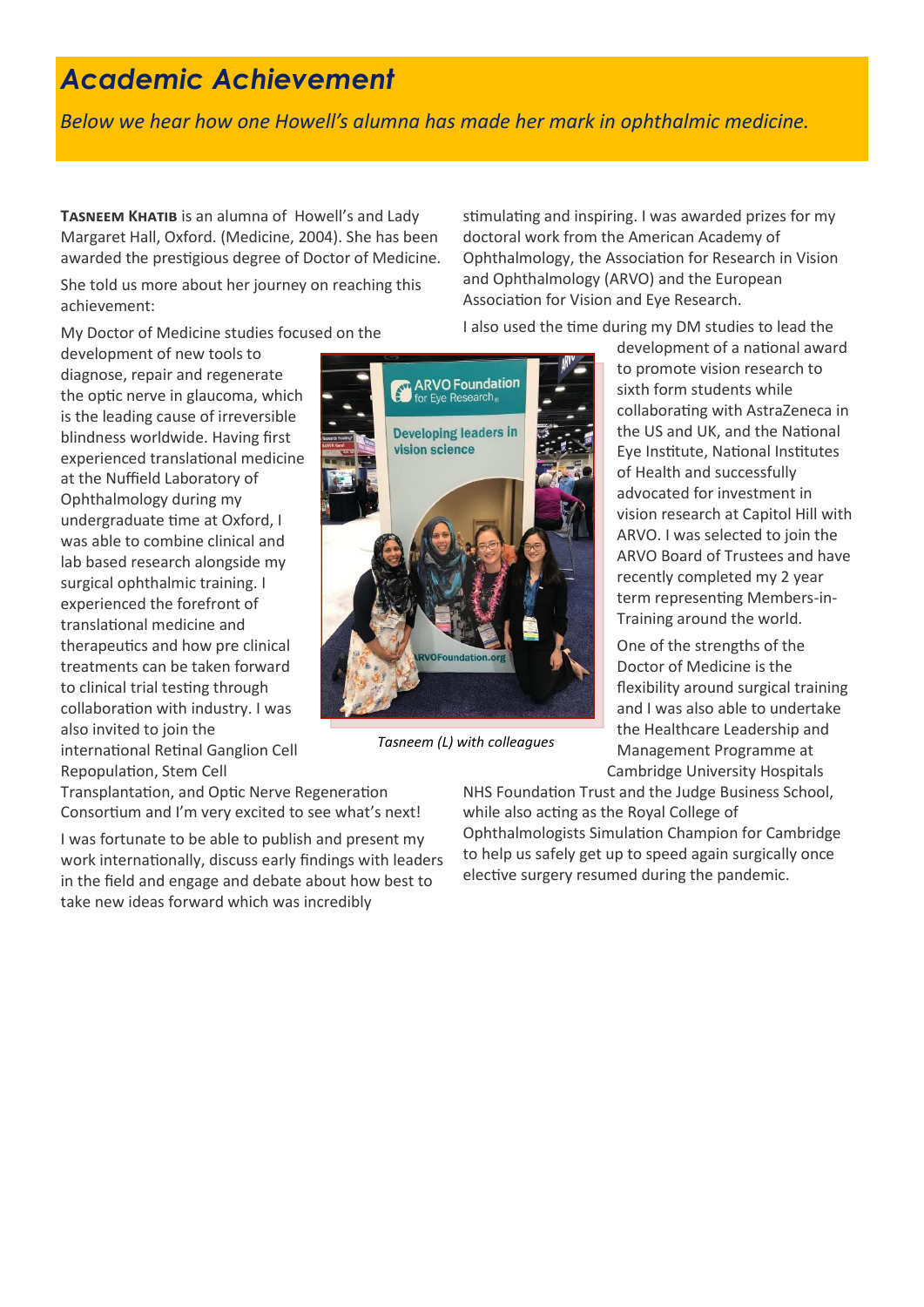# Academic Achievement

*Below we hear how one Howell's alumna has made her mark in ophthalmic medicine.*

**Tasneem Khatib** is an alumna of Howell's and Lady Margaret Hall, Oxford. (Medicine, 2004). She has been awarded the prestigious degree of Doctor of Medicine.

She told us more about her journey on reaching this achievement:

My Doctor of Medicine studies focused on the development of new tools to diagnose, repair and regenerate the optic nerve in glaucoma, which is the leading cause of irreversible blindness worldwide. Having first experienced translational medicine at the Nuffield Laboratory of Ophthalmology during my undergraduate time at Oxford, I was able to combine clinical and lab based research alongside my surgical ophthalmic training. I experienced the forefront of translational medicine and therapeutics and how pre clinical treatments can be taken forward to clinical trial testing through collaboration with industry. I was also invited to join the international Retinal Ganglion Cell Repopulation, Stem Cell Transplantation, and Optic Nerve Regeneration Consortium and I'm very excited to see what's next!

*Tasneem (L) with colleagues*

I was fortunate to be able to publish and present my work internationally, discuss early findings with leaders in the field and engage and debate about how best to take new ideas forward which was incredibly stimulating and inspiring. I was awarded prizes for my doctoral work from the American Academy of Ophthalmology, the Association for Research in Vision and Ophthalmology (ARVO) and the European Association for Vision and Eye Research.

I also used the time during my DM studies to lead the development of a national award to promote vision research to sixth form students while collaborating with AstraZeneca in the US and UK, and the National Eye Institute, National Institutes of Health and successfully advocated for investment in vision research at Capitol Hill with ARVO. I was selected to join the ARVO Board of Trustees and have recently completed my 2 year term representing Members-in-Training around the world.

One of the strengths of the Doctor of Medicine is the flexibility around surgical training and I was also able to undertake the Healthcare Leadership and Management Programme at Cambridge University Hospitals NHS Foundation Trust and the Judge Business School, while also acting as the Royal College of Ophthalmologists Simulation Champion for Cambridge to help us safely get up to speed again surgically once elective surgery resumed during the pandemic.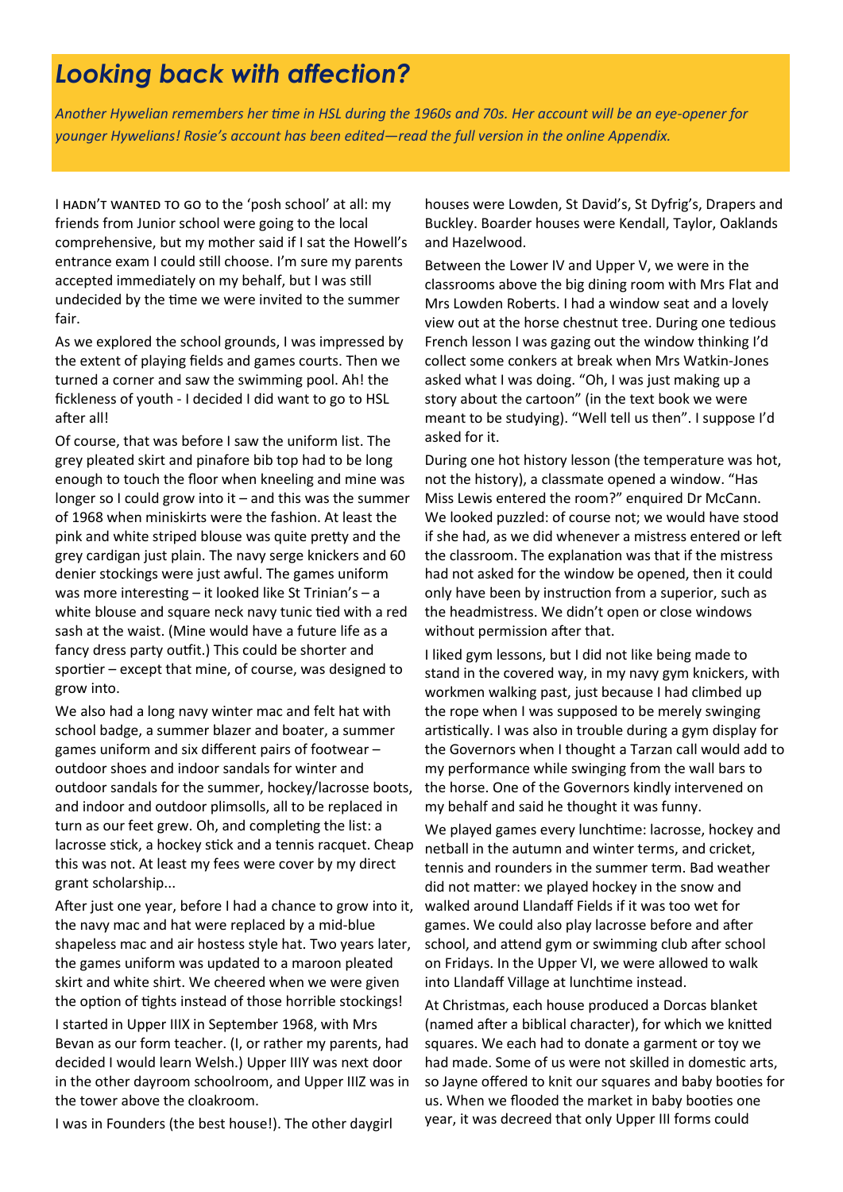# *Looking back with affection?*

*Another Hywelian remembers her time in HSL during the 1960s and 70s. Her account will be an eye-opener for younger Hywelians! Rosie's account has been edited—read the full version in the online Appendix.*

I HADN'T WANTED TO GO to the 'posh school' at all: my friends from Junior school were going to the local comprehensive, but my mother said if I sat the Howell's entrance exam I could still choose. I'm sure my parents accepted immediately on my behalf, but I was still undecided by the time we were invited to the summer fair.

As we explored the school grounds, I was impressed by the extent of playing fields and games courts. Then we turned a corner and saw the swimming pool. Ah! the fickleness of youth - I decided I did want to go to HSL after all!

Of course, that was before I saw the uniform list. The grey pleated skirt and pinafore bib top had to be long enough to touch the floor when kneeling and mine was longer so I could grow into it – and this was the summer of 1968 when miniskirts were the fashion. At least the pink and white striped blouse was quite pretty and the grey cardigan just plain. The navy serge knickers and 60 denier stockings were just awful. The games uniform was more interesting – it looked like St Trinian's – a white blouse and square neck navy tunic tied with a red sash at the waist. (Mine would have a future life as a fancy dress party outfit.) This could be shorter and sportier – except that mine, of course, was designed to grow into.

We also had a long navy winter mac and felt hat with school badge, a summer blazer and boater, a summer games uniform and six different pairs of footwear – outdoor shoes and indoor sandals for winter and outdoor sandals for the summer, hockey/lacrosse boots, and indoor and outdoor plimsolls, all to be replaced in turn as our feet grew. Oh, and completing the list: a lacrosse stick, a hockey stick and a tennis racquet. Cheap this was not. At least my fees were cover by my direct grant scholarship...

After just one year, before I had a chance to grow into it, the navy mac and hat were replaced by a mid-blue shapeless mac and air hostess style hat. Two years later, the games uniform was updated to a maroon pleated skirt and white shirt. We cheered when we were given the option of tights instead of those horrible stockings!

I started in Upper IIIX in September 1968, with Mrs Bevan as our form teacher. (I, or rather my parents, had decided I would learn Welsh.) Upper IIIY was next door in the other dayroom schoolroom, and Upper IIIZ was in the tower above the cloakroom.

I was in Founders (the best house!). The other daygirl houses were Lowden, St David's, St Dyfrig's, Drapers and Buckley. Boarder houses were Kendall, Taylor, Oaklands and Hazelwood.

Between the Lower IV and Upper V, we were in the classrooms above the big dining room with Mrs Flat and Mrs Lowden Roberts. I had a window seat and a lovely view out at the horse chestnut tree. During one tedious French lesson I was gazing out the window thinking I'd collect some conkers at break when Mrs Watkin-Jones asked what I was doing. "Oh, I was just making up a story about the cartoon" (in the text book we were meant to be studying). "Well tell us then". I suppose I'd asked for it.

During one hot history lesson (the temperature was hot, not the history), a classmate opened a window. "Has Miss Lewis entered the room?" enquired Dr McCann. We looked puzzled: of course not; we would have stood if she had, as we did whenever a mistress entered or left the classroom. The explanation was that if the mistress had not asked for the window be opened, then it could only have been by instruction from a superior, such as the headmistress. We didn't open or close windows without permission after that.

I liked gym lessons, but I did not like being made to stand in the covered way, in my navy gym knickers, with workmen walking past, just because I had climbed up the rope when I was supposed to be merely swinging artistically. I was also in trouble during a gym display for the Governors when I thought a Tarzan call would add to my performance while swinging from the wall bars to the horse. One of the Governors kindly intervened on my behalf and said he thought it was funny.

We played games every lunchtime: lacrosse, hockey and netball in the autumn and winter terms, and cricket, tennis and rounders in the summer term. Bad weather did not matter: we played hockey in the snow and walked around Llandaff Fields if it was too wet for games. We could also play lacrosse before and after school, and attend gym or swimming club after school on Fridays. In the Upper VI, we were allowed to walk into Llandaff Village at lunchtime instead.

At Christmas, each house produced a Dorcas blanket (named after a biblical character), for which we knitted squares. We each had to donate a garment or toy we had made. Some of us were not skilled in domestic arts, so Jayne offered to knit our squares and baby booties for us. When we flooded the market in baby booties one year, it was decreed that only Upper III forms could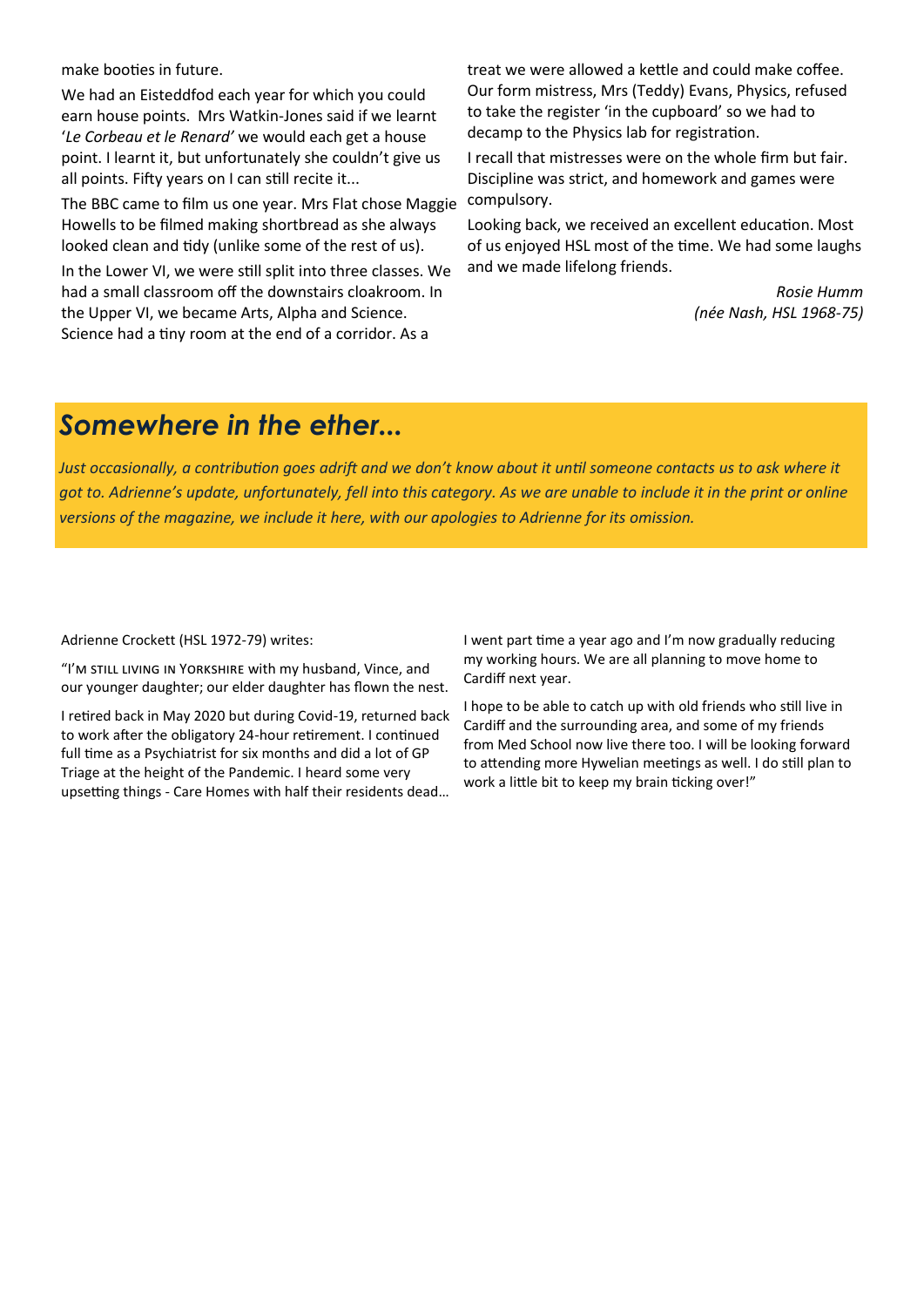make booties in future.

We had an Eisteddfod each year for which you could earn house points. Mrs Watkin-Jones said if we learnt '*Le Corbeau et le Renard'* we would each get a house point. I learnt it, but unfortunately she couldn't give us all points. Fifty years on I can still recite it...

The BBC came to film us one year. Mrs Flat chose Maggie Howells to be filmed making shortbread as she always looked clean and tidy (unlike some of the rest of us).

In the Lower VI, we were still split into three classes. We had a small classroom off the downstairs cloakroom. In the Upper VI, we became Arts, Alpha and Science. Science had a tiny room at the end of a corridor. As a treat we were allowed a kettle and could make coffee. Our form mistress, Mrs (Teddy) Evans, Physics, refused to take the register 'in the cupboard' so we had to decamp to the Physics lab for registration.

I recall that mistresses were on the whole firm but fair. Discipline was strict, and homework and games were compulsory.

Looking back, we received an excellent education. Most of us enjoyed HSL most of the time. We had some laughs and we made lifelong friends.

*Rosie Humm*
*(née Nash, HSL 1968-75)*

## *Somewhere in the ether...*

*Just occasionally, a contribution goes adrift and we don't know about it until someone contacts us to ask where it got to. Adrienne's update, unfortunately, fell into this category. As we are unable to include it in the print or online versions of the magazine, we include it here, with our apologies to Adrienne for its omission.*

Adrienne Crockett (HSL 1972-79) writes:

"I'm still living in Yorkshire with my husband, Vince, and our younger daughter; our elder daughter has flown the nest.

I retired back in May 2020 but during Covid-19, returned back to work after the obligatory 24-hour retirement. I continued full time as a Psychiatrist for six months and did a lot of GP Triage at the height of the Pandemic. I heard some very upsetting things - Care Homes with half their residents dead… I went part time a year ago and I'm now gradually reducing my working hours. We are all planning to move home to Cardiff next year.

I hope to be able to catch up with old friends who still live in Cardiff and the surrounding area, and some of my friends from Med School now live there too. I will be looking forward to attending more Hywelian meetings as well. I do still plan to work a little bit to keep my brain ticking over!"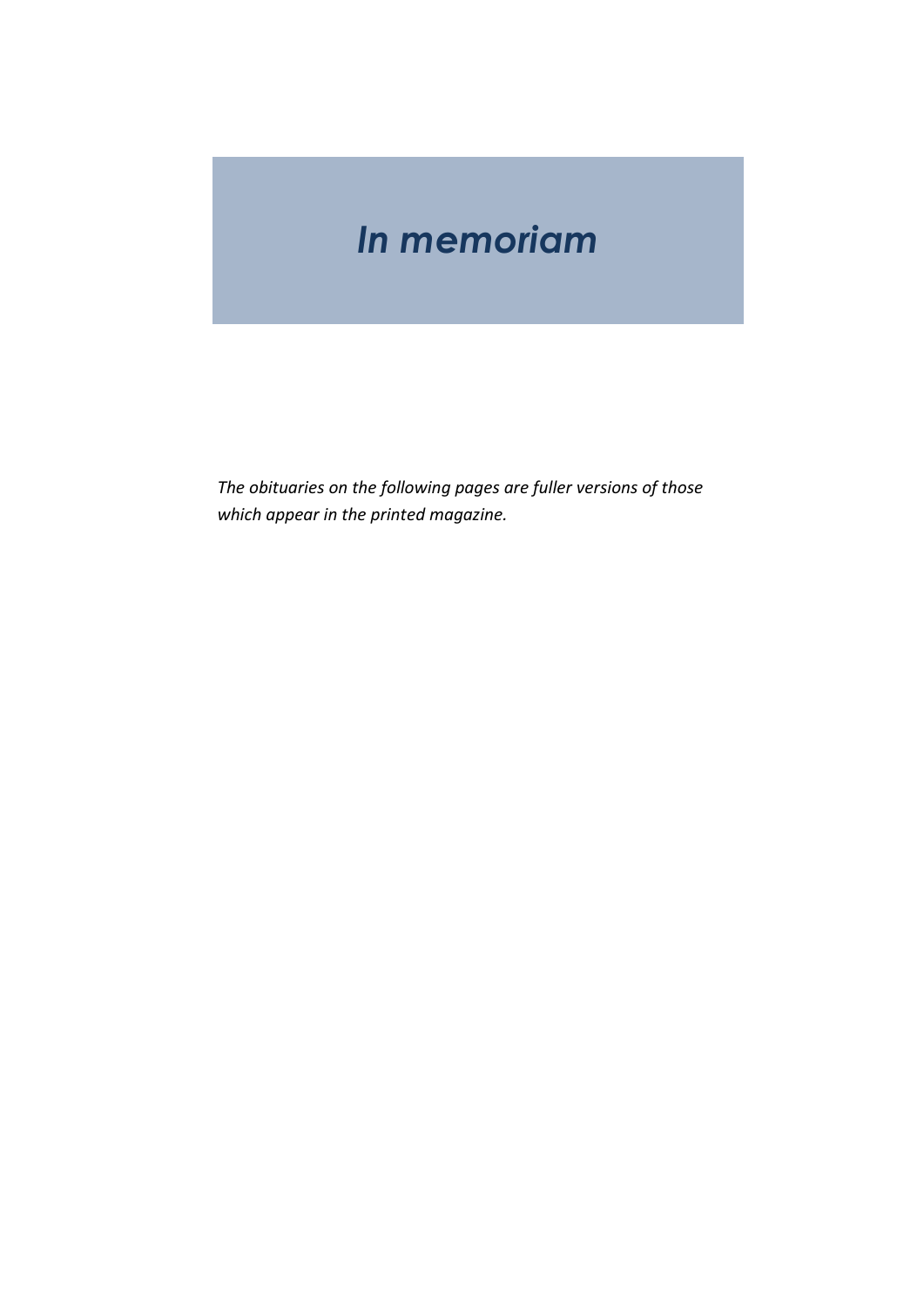# *In memoriam*

*The obituaries on the following pages are fuller versions of those which appear in the printed magazine.*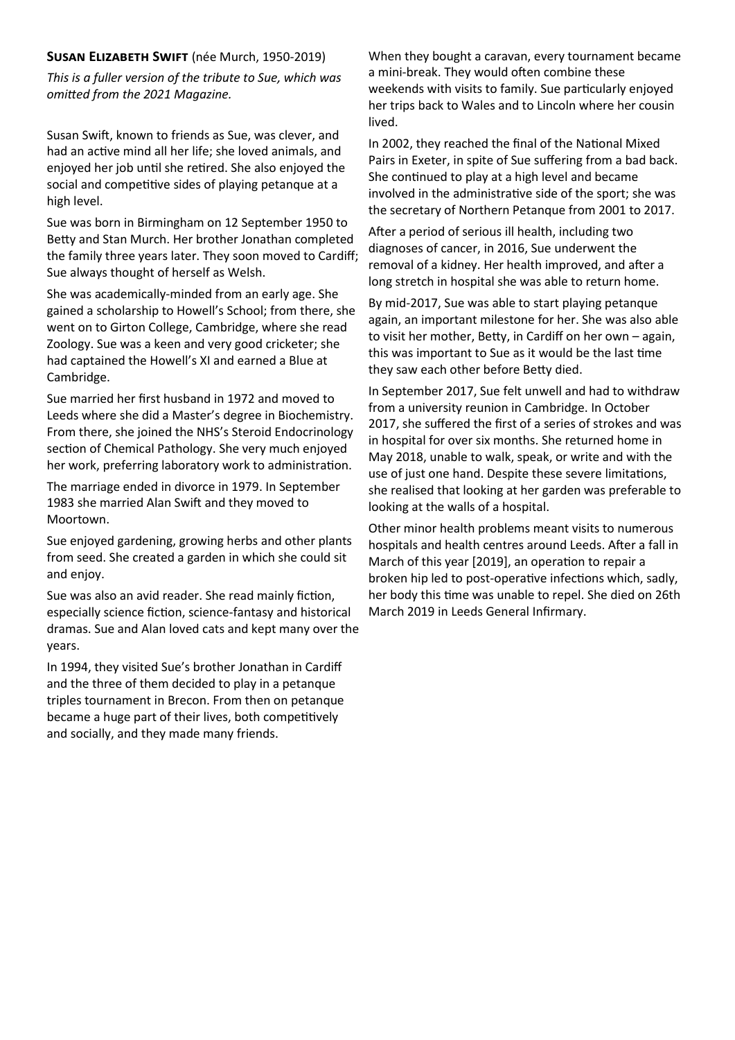**SUSAN ELIZABETH SWIFT** (née Murch, 1950-2019)

*This is a fuller version of the tribute to Sue, which was omitted from the 2021 Magazine.*

Susan Swift, known to friends as Sue, was clever, and had an active mind all her life; she loved animals, and enjoyed her job until she retired. She also enjoyed the social and competitive sides of playing petanque at a high level.

Sue was born in Birmingham on 12 September 1950 to Betty and Stan Murch. Her brother Jonathan completed the family three years later. They soon moved to Cardiff; Sue always thought of herself as Welsh.

She was academically-minded from an early age. She gained a scholarship to Howell's School; from there, she went on to Girton College, Cambridge, where she read Zoology. Sue was a keen and very good cricketer; she had captained the Howell's XI and earned a Blue at Cambridge.

Sue married her first husband in 1972 and moved to Leeds where she did a Master's degree in Biochemistry. From there, she joined the NHS's Steroid Endocrinology section of Chemical Pathology. She very much enjoyed her work, preferring laboratory work to administration.

The marriage ended in divorce in 1979. In September 1983 she married Alan Swift and they moved to Moortown.

Sue enjoyed gardening, growing herbs and other plants from seed. She created a garden in which she could sit and enjoy.

Sue was also an avid reader. She read mainly fiction, especially science fiction, science-fantasy and historical dramas. Sue and Alan loved cats and kept many over the years.

In 1994, they visited Sue's brother Jonathan in Cardiff and the three of them decided to play in a petanque triples tournament in Brecon. From then on petanque became a huge part of their lives, both competitively and socially, and they made many friends.

When they bought a caravan, every tournament became a mini-break. They would often combine these weekends with visits to family. Sue particularly enjoyed her trips back to Wales and to Lincoln where her cousin lived.

In 2002, they reached the final of the National Mixed Pairs in Exeter, in spite of Sue suffering from a bad back. She continued to play at a high level and became involved in the administrative side of the sport; she was the secretary of Northern Petanque from 2001 to 2017.

After a period of serious ill health, including two diagnoses of cancer, in 2016, Sue underwent the removal of a kidney. Her health improved, and after a long stretch in hospital she was able to return home.

By mid-2017, Sue was able to start playing petanque again, an important milestone for her. She was also able to visit her mother, Betty, in Cardiff on her own – again, this was important to Sue as it would be the last time they saw each other before Betty died.

In September 2017, Sue felt unwell and had to withdraw from a university reunion in Cambridge. In October 2017, she suffered the first of a series of strokes and was in hospital for over six months. She returned home in May 2018, unable to walk, speak, or write and with the use of just one hand. Despite these severe limitations, she realised that looking at her garden was preferable to looking at the walls of a hospital.

Other minor health problems meant visits to numerous hospitals and health centres around Leeds. After a fall in March of this year [2019], an operation to repair a broken hip led to post-operative infections which, sadly, her body this time was unable to repel. She died on 26th March 2019 in Leeds General Infirmary.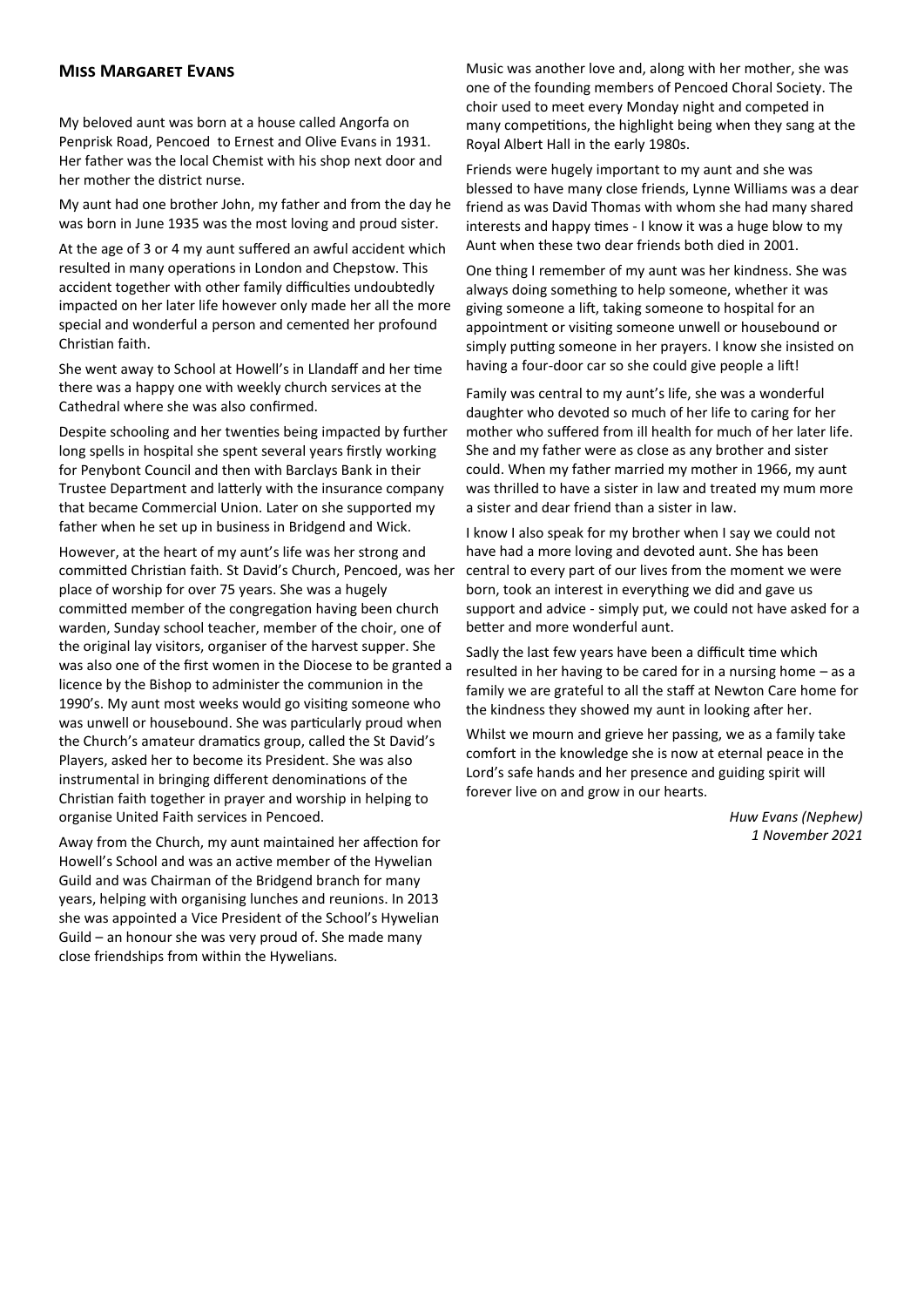## Miss Margaret Evans

My beloved aunt was born at a house called Angorfa on Penprisk Road, Pencoed to Ernest and Olive Evans in 1931. Her father was the local Chemist with his shop next door and her mother the district nurse.

My aunt had one brother John, my father and from the day he was born in June 1935 was the most loving and proud sister.

At the age of 3 or 4 my aunt suffered an awful accident which resulted in many operations in London and Chepstow. This accident together with other family difficulties undoubtedly impacted on her later life however only made her all the more special and wonderful a person and cemented her profound Christian faith.

She went away to School at Howell's in Llandaff and her time there was a happy one with weekly church services at the Cathedral where she was also confirmed.

Despite schooling and her twenties being impacted by further long spells in hospital she spent several years firstly working for Penybont Council and then with Barclays Bank in their Trustee Department and latterly with the insurance company that became Commercial Union. Later on she supported my father when he set up in business in Bridgend and Wick.

However, at the heart of my aunt's life was her strong and committed Christian faith. St David's Church, Pencoed, was her place of worship for over 75 years. She was a hugely committed member of the congregation having been church warden, Sunday school teacher, member of the choir, one of the original lay visitors, organiser of the harvest supper. She was also one of the first women in the Diocese to be granted a licence by the Bishop to administer the communion in the 1990's. My aunt most weeks would go visiting someone who was unwell or housebound. She was particularly proud when the Church's amateur dramatics group, called the St David's Players, asked her to become its President. She was also instrumental in bringing different denominations of the Christian faith together in prayer and worship in helping to organise United Faith services in Pencoed.

Away from the Church, my aunt maintained her affection for Howell's School and was an active member of the Hywelian Guild and was Chairman of the Bridgend branch for many years, helping with organising lunches and reunions. In 2013 she was appointed a Vice President of the School's Hywelian Guild – an honour she was very proud of. She made many close friendships from within the Hywelians.

Music was another love and, along with her mother, she was one of the founding members of Pencoed Choral Society. The choir used to meet every Monday night and competed in many competitions, the highlight being when they sang at the Royal Albert Hall in the early 1980s.

Friends were hugely important to my aunt and she was blessed to have many close friends, Lynne Williams was a dear friend as was David Thomas with whom she had many shared interests and happy times - I know it was a huge blow to my Aunt when these two dear friends both died in 2001.

One thing I remember of my aunt was her kindness. She was always doing something to help someone, whether it was giving someone a lift, taking someone to hospital for an appointment or visiting someone unwell or housebound or simply putting someone in her prayers. I know she insisted on having a four-door car so she could give people a lift!

Family was central to my aunt's life, she was a wonderful daughter who devoted so much of her life to caring for her mother who suffered from ill health for much of her later life. She and my father were as close as any brother and sister could. When my father married my mother in 1966, my aunt was thrilled to have a sister in law and treated my mum more a sister and dear friend than a sister in law.

I know I also speak for my brother when I say we could not have had a more loving and devoted aunt. She has been central to every part of our lives from the moment we were born, took an interest in everything we did and gave us support and advice - simply put, we could not have asked for a better and more wonderful aunt.

Sadly the last few years have been a difficult time which resulted in her having to be cared for in a nursing home – as a family we are grateful to all the staff at Newton Care home for the kindness they showed my aunt in looking after her.

Whilst we mourn and grieve her passing, we as a family take comfort in the knowledge she is now at eternal peace in the Lord's safe hands and her presence and guiding spirit will forever live on and grow in our hearts.

*Huw Evans (Nephew)*
*1 November 2021*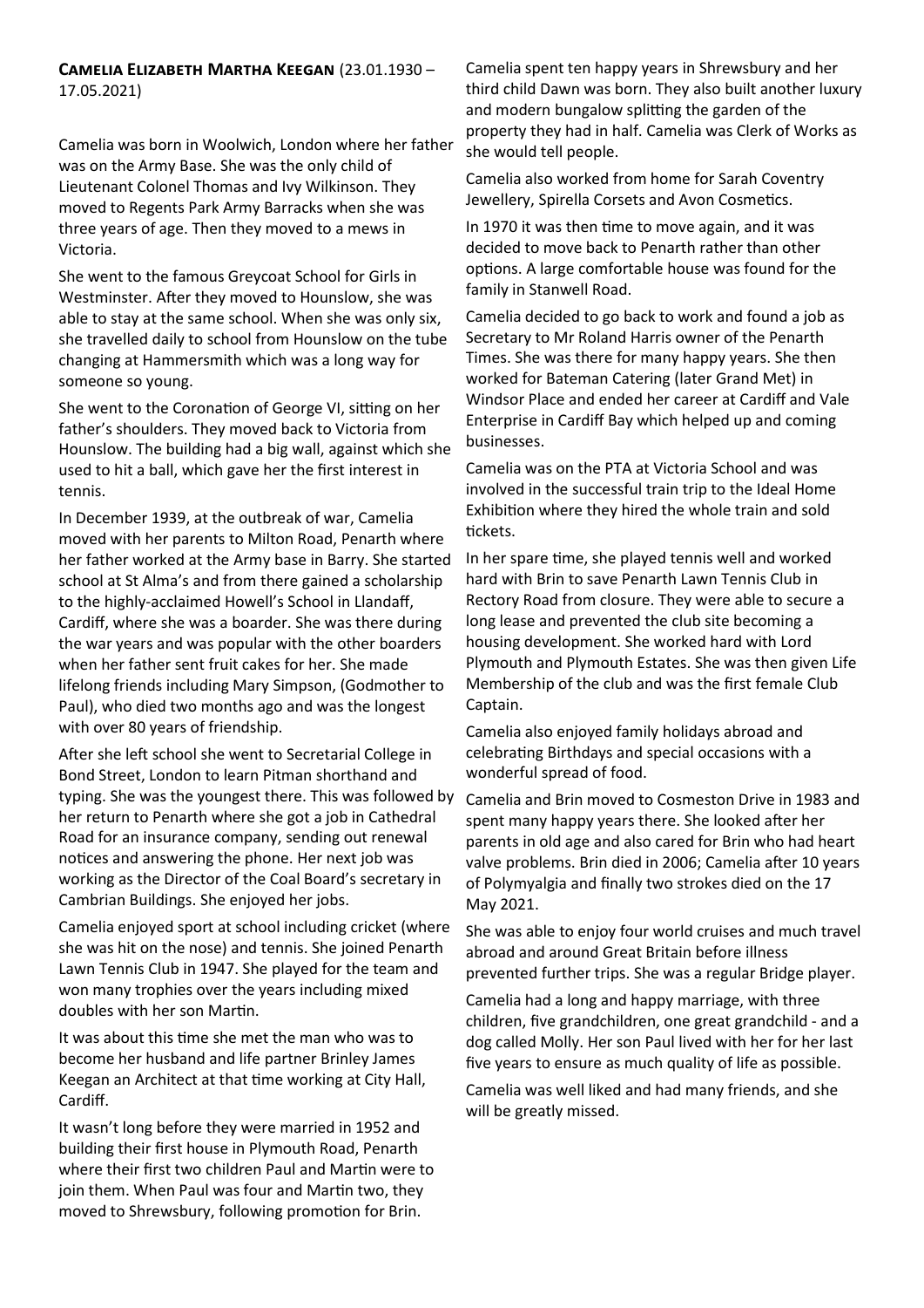**CAMELIA ELIZABETH MARTHA KEEGAN** (23.01.1930 – 17.05.2021)

Camelia was born in Woolwich, London where her father was on the Army Base. She was the only child of Lieutenant Colonel Thomas and Ivy Wilkinson. They moved to Regents Park Army Barracks when she was three years of age. Then they moved to a mews in Victoria.

She went to the famous Greycoat School for Girls in Westminster. After they moved to Hounslow, she was able to stay at the same school. When she was only six, she travelled daily to school from Hounslow on the tube changing at Hammersmith which was a long way for someone so young.

She went to the Coronation of George VI, sitting on her father's shoulders. They moved back to Victoria from Hounslow. The building had a big wall, against which she used to hit a ball, which gave her the first interest in tennis.

In December 1939, at the outbreak of war, Camelia moved with her parents to Milton Road, Penarth where her father worked at the Army base in Barry. She started school at St Alma's and from there gained a scholarship to the highly-acclaimed Howell's School in Llandaff, Cardiff, where she was a boarder. She was there during the war years and was popular with the other boarders when her father sent fruit cakes for her. She made lifelong friends including Mary Simpson, (Godmother to Paul), who died two months ago and was the longest with over 80 years of friendship.

After she left school she went to Secretarial College in Bond Street, London to learn Pitman shorthand and typing. She was the youngest there. This was followed by her return to Penarth where she got a job in Cathedral Road for an insurance company, sending out renewal notices and answering the phone. Her next job was working as the Director of the Coal Board's secretary in Cambrian Buildings. She enjoyed her jobs.

Camelia enjoyed sport at school including cricket (where she was hit on the nose) and tennis. She joined Penarth Lawn Tennis Club in 1947. She played for the team and won many trophies over the years including mixed doubles with her son Martin.

It was about this time she met the man who was to become her husband and life partner Brinley James Keegan an Architect at that time working at City Hall, Cardiff.

It wasn't long before they were married in 1952 and building their first house in Plymouth Road, Penarth where their first two children Paul and Martin were to join them. When Paul was four and Martin two, they moved to Shrewsbury, following promotion for Brin.

Camelia spent ten happy years in Shrewsbury and her third child Dawn was born. They also built another luxury and modern bungalow splitting the garden of the property they had in half. Camelia was Clerk of Works as she would tell people.

Camelia also worked from home for Sarah Coventry Jewellery, Spirella Corsets and Avon Cosmetics.

In 1970 it was then time to move again, and it was decided to move back to Penarth rather than other options. A large comfortable house was found for the family in Stanwell Road.

Camelia decided to go back to work and found a job as Secretary to Mr Roland Harris owner of the Penarth Times. She was there for many happy years. She then worked for Bateman Catering (later Grand Met) in Windsor Place and ended her career at Cardiff and Vale Enterprise in Cardiff Bay which helped up and coming businesses.

Camelia was on the PTA at Victoria School and was involved in the successful train trip to the Ideal Home Exhibition where they hired the whole train and sold tickets.

In her spare time, she played tennis well and worked hard with Brin to save Penarth Lawn Tennis Club in Rectory Road from closure. They were able to secure a long lease and prevented the club site becoming a housing development. She worked hard with Lord Plymouth and Plymouth Estates. She was then given Life Membership of the club and was the first female Club Captain.

Camelia also enjoyed family holidays abroad and celebrating Birthdays and special occasions with a wonderful spread of food.

Camelia and Brin moved to Cosmeston Drive in 1983 and spent many happy years there. She looked after her parents in old age and also cared for Brin who had heart valve problems. Brin died in 2006; Camelia after 10 years of Polymyalgia and finally two strokes died on the 17 May 2021.

She was able to enjoy four world cruises and much travel abroad and around Great Britain before illness prevented further trips. She was a regular Bridge player.

Camelia had a long and happy marriage, with three children, five grandchildren, one great grandchild - and a dog called Molly. Her son Paul lived with her for her last five years to ensure as much quality of life as possible.

Camelia was well liked and had many friends, and she will be greatly missed.